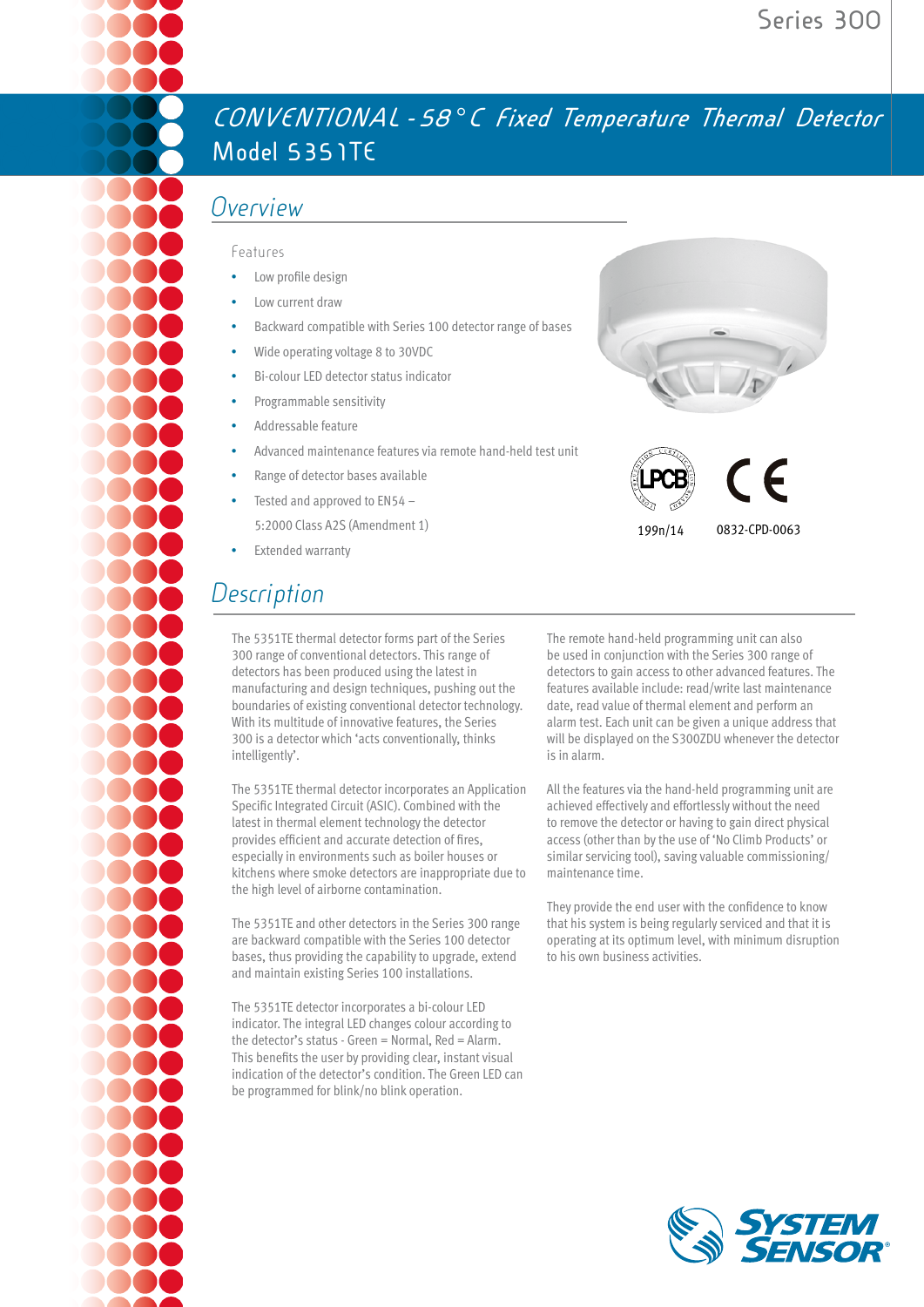Series 300

# CONVENTIONAL - 58°C Fixed Temperature Thermal Detector
## Model 5351TE

## Overview

Features

- Low profile design
- Low current draw
- Backward compatible with Series 100 detector range of bases
- Wide operating voltage 8 to 30VDC
- Bi-colour LED detector status indicator
- Programmable sensitivity
- Addressable feature
- Advanced maintenance features via remote hand-held test unit
- Range of detector bases available
- Tested and approved to EN54 – 5:2000 Class A2S (Amendment 1)
- Extended warranty

LPCB 199n/14

CE 0832-CPD-0063

## Description

The 5351TE thermal detector forms part of the Series 300 range of conventional detectors. This range of detectors has been produced using the latest in manufacturing and design techniques, pushing out the boundaries of existing conventional detector technology. With its multitude of innovative features, the Series 300 is a detector which 'acts conventionally, thinks intelligently'.

The 5351TE thermal detector incorporates an Application Specific Integrated Circuit (ASIC). Combined with the latest in thermal element technology the detector provides efficient and accurate detection of fires, especially in environments such as boiler houses or kitchens where smoke detectors are inappropriate due to the high level of airborne contamination.

The 5351TE and other detectors in the Series 300 range are backward compatible with the Series 100 detector bases, thus providing the capability to upgrade, extend and maintain existing Series 100 installations.

The 5351TE detector incorporates a bi-colour LED indicator. The integral LED changes colour according to the detector's status - Green = Normal, Red = Alarm. This benefits the user by providing clear, instant visual indication of the detector's condition. The Green LED can be programmed for blink/no blink operation.

The remote hand-held programming unit can also be used in conjunction with the Series 300 range of detectors to gain access to other advanced features. The features available include: read/write last maintenance date, read value of thermal element and perform an alarm test. Each unit can be given a unique address that will be displayed on the S300ZDU whenever the detector is in alarm.

All the features via the hand-held programming unit are achieved effectively and effortlessly without the need to remove the detector or having to gain direct physical access (other than by the use of 'No Climb Products' or similar servicing tool), saving valuable commissioning/maintenance time.

They provide the end user with the confidence to know that his system is being regularly serviced and that it is operating at its optimum level, with minimum disruption to his own business activities.

SYSTEM SENSOR®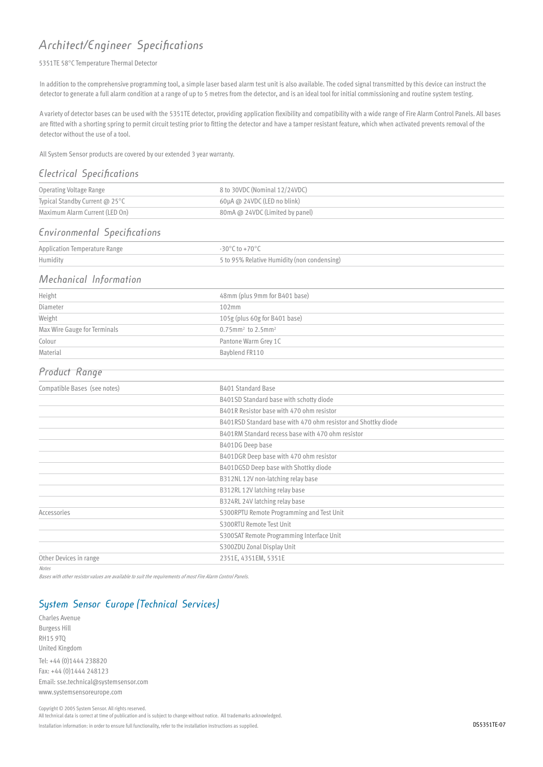## Architect/Engineer Specifications

5351TE 58°C Temperature Thermal Detector

In addition to the comprehensive programming tool, a simple laser based alarm test unit is also available. The coded signal transmitted by this device can instruct the detector to generate a full alarm condition at a range of up to 5 metres from the detector, and is an ideal tool for initial commissioning and routine system testing.

A variety of detector bases can be used with the 5351TE detector, providing application flexibility and compatibility with a wide range of Fire Alarm Control Panels. All bases are fitted with a shorting spring to permit circuit testing prior to fitting the detector and have a tamper resistant feature, which when activated prevents removal of the detector without the use of a tool.

All System Sensor products are covered by our extended 3 year warranty.

### Electrical Specifications

| | |
|---|---|
| Operating Voltage Range | 8 to 30VDC (Nominal 12/24VDC) |
| Typical Standby Current @ 25°C | 60μA @ 24VDC (LED no blink) |
| Maximum Alarm Current (LED On) | 80mA @ 24VDC (Limited by panel) |

### Environmental Specifications

| | |
|---|---|
| Application Temperature Range | -30°C to +70°C |
| Humidity | 5 to 95% Relative Humidity (non condensing) |

### Mechanical Information

| | |
|---|---|
| Height | 48mm (plus 9mm for B401 base) |
| Diameter | 102mm |
| Weight | 105g (plus 60g for B401 base) |
| Max Wire Gauge for Terminals | 0.75mm$^2$ to 2.5mm$^2$ |
| Colour | Pantone Warm Grey 1C |
| Material | Bayblend FR110 |

### Product Range

| | |
|---|---|
| Compatible Bases (see notes) | B401 Standard Base |
| | B401SD Standard base with schotty diode |
| | B401R Resistor base with 470 ohm resistor |
| | B401RSD Standard base with 470 ohm resistor and Shottky diode |
| | B401RM Standard recess base with 470 ohm resistor |
| | B401DG Deep base |
| | B401DGR Deep base with 470 ohm resistor |
| | B401DGSD Deep base with Shottky diode |
| | B312NL 12V non-latching relay base |
| | B312RL 12V latching relay base |
| | B324RL 24V latching relay base |
| Accessories | S300RPTU Remote Programming and Test Unit |
| | S300RTU Remote Test Unit |
| | S300SAT Remote Programming Interface Unit |
| | S300ZDU Zonal Display Unit |
| Other Devices in range | 2351E, 4351EM, 5351E |

*Notes*

*Bases with other resistor values are available to suit the requirements of most Fire Alarm Control Panels.*

## System Sensor Europe (Technical Services)

Charles Avenue
Burgess Hill
RH15 9TQ
United Kingdom

Tel: +44 (0)1444 238820
Fax: +44 (0)1444 248123
Email: sse.technical@systemsensor.com
www.systemsensoreurope.com

Copyright © 2005 System Sensor. All rights reserved.
All technical data is correct at time of publication and is subject to change without notice. All trademarks acknowledged.
Installation information: in order to ensure full functionality, refer to the installation instructions as supplied.

DS5351TE-07